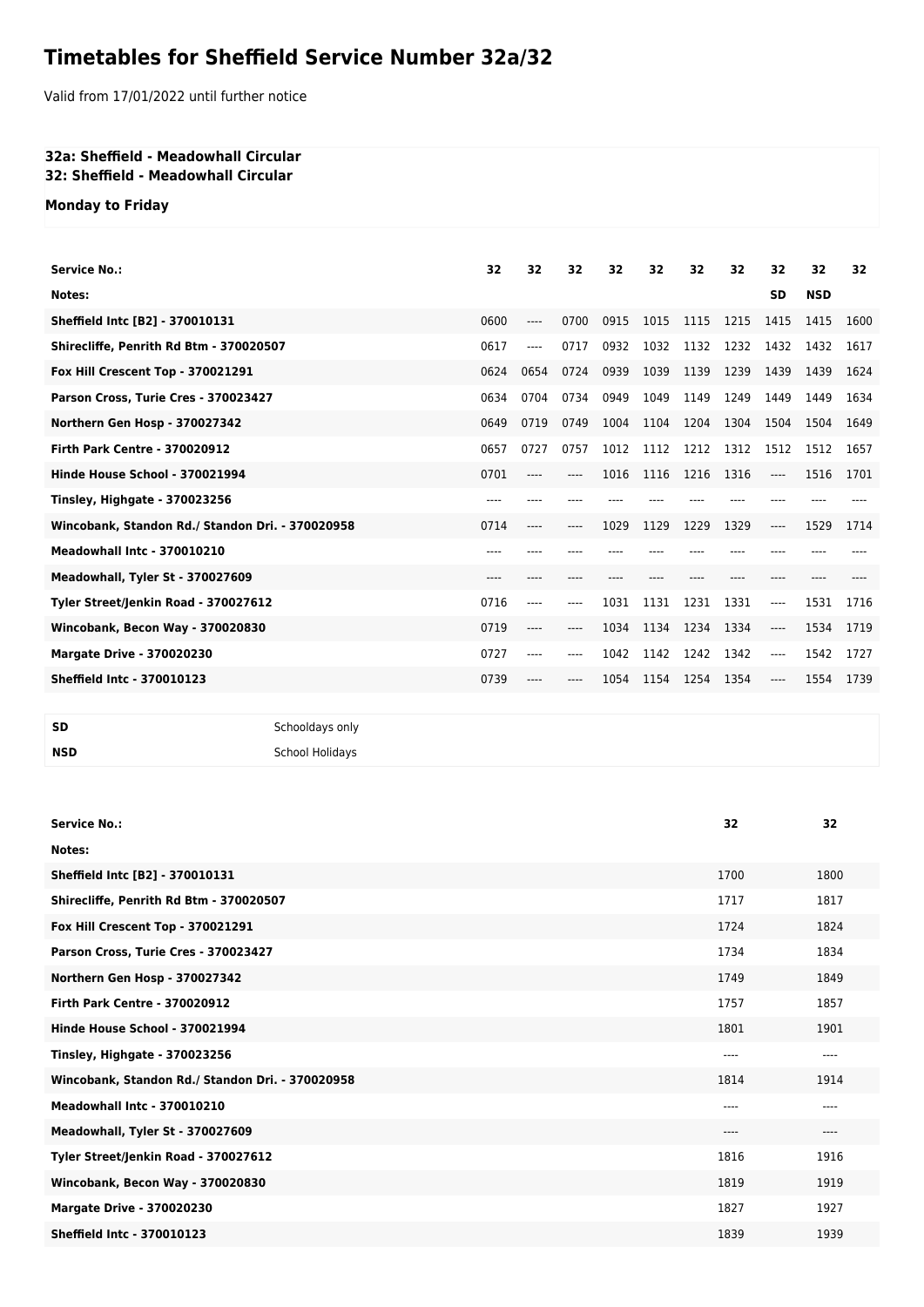# Timetables for Sheffield Service Number 32a/32

Valid from 17/01/2022 until further notice

**32a: Sheffield - Meadowhall Circular**
**32: Sheffield - Meadowhall Circular**

**Monday to Friday**

| Service No.: | 32 | 32 | 32 | 32 | 32 | 32 | 32 | 32 | 32 | 32 |
|---|---|---|---|---|---|---|---|---|---|---|
| Notes: | | | | | | | | SD | NSD | |
| Sheffield Intc [B2] - 370010131 | 0600 | ---- | 0700 | 0915 | 1015 | 1115 | 1215 | 1415 | 1415 | 1600 |
| Shirecliffe, Penrith Rd Btm - 370020507 | 0617 | ---- | 0717 | 0932 | 1032 | 1132 | 1232 | 1432 | 1432 | 1617 |
| Fox Hill Crescent Top - 370021291 | 0624 | 0654 | 0724 | 0939 | 1039 | 1139 | 1239 | 1439 | 1439 | 1624 |
| Parson Cross, Turie Cres - 370023427 | 0634 | 0704 | 0734 | 0949 | 1049 | 1149 | 1249 | 1449 | 1449 | 1634 |
| Northern Gen Hosp - 370027342 | 0649 | 0719 | 0749 | 1004 | 1104 | 1204 | 1304 | 1504 | 1504 | 1649 |
| Firth Park Centre - 370020912 | 0657 | 0727 | 0757 | 1012 | 1112 | 1212 | 1312 | 1512 | 1512 | 1657 |
| Hinde House School - 370021994 | 0701 | ---- | ---- | 1016 | 1116 | 1216 | 1316 | ---- | 1516 | 1701 |
| Tinsley, Highgate - 370023256 | ---- | ---- | ---- | ---- | ---- | ---- | ---- | ---- | ---- | ---- |
| Wincobank, Standon Rd./ Standon Dri. - 370020958 | 0714 | ---- | ---- | 1029 | 1129 | 1229 | 1329 | ---- | 1529 | 1714 |
| Meadowhall Intc - 370010210 | ---- | ---- | ---- | ---- | ---- | ---- | ---- | ---- | ---- | ---- |
| Meadowhall, Tyler St - 370027609 | ---- | ---- | ---- | ---- | ---- | ---- | ---- | ---- | ---- | ---- |
| Tyler Street/Jenkin Road - 370027612 | 0716 | ---- | ---- | 1031 | 1131 | 1231 | 1331 | ---- | 1531 | 1716 |
| Wincobank, Becon Way - 370020830 | 0719 | ---- | ---- | 1034 | 1134 | 1234 | 1334 | ---- | 1534 | 1719 |
| Margate Drive - 370020230 | 0727 | ---- | ---- | 1042 | 1142 | 1242 | 1342 | ---- | 1542 | 1727 |
| Sheffield Intc - 370010123 | 0739 | ---- | ---- | 1054 | 1154 | 1254 | 1354 | ---- | 1554 | 1739 |

| | |
|---|---|
| **SD** | Schooldays only |
| **NSD** | School Holidays |

| Service No.: | 32 | 32 |
|---|---|---|
| Notes: | | |
| Sheffield Intc [B2] - 370010131 | 1700 | 1800 |
| Shirecliffe, Penrith Rd Btm - 370020507 | 1717 | 1817 |
| Fox Hill Crescent Top - 370021291 | 1724 | 1824 |
| Parson Cross, Turie Cres - 370023427 | 1734 | 1834 |
| Northern Gen Hosp - 370027342 | 1749 | 1849 |
| Firth Park Centre - 370020912 | 1757 | 1857 |
| Hinde House School - 370021994 | 1801 | 1901 |
| Tinsley, Highgate - 370023256 | ---- | ---- |
| Wincobank, Standon Rd./ Standon Dri. - 370020958 | 1814 | 1914 |
| Meadowhall Intc - 370010210 | ---- | ---- |
| Meadowhall, Tyler St - 370027609 | ---- | ---- |
| Tyler Street/Jenkin Road - 370027612 | 1816 | 1916 |
| Wincobank, Becon Way - 370020830 | 1819 | 1919 |
| Margate Drive - 370020230 | 1827 | 1927 |
| Sheffield Intc - 370010123 | 1839 | 1939 |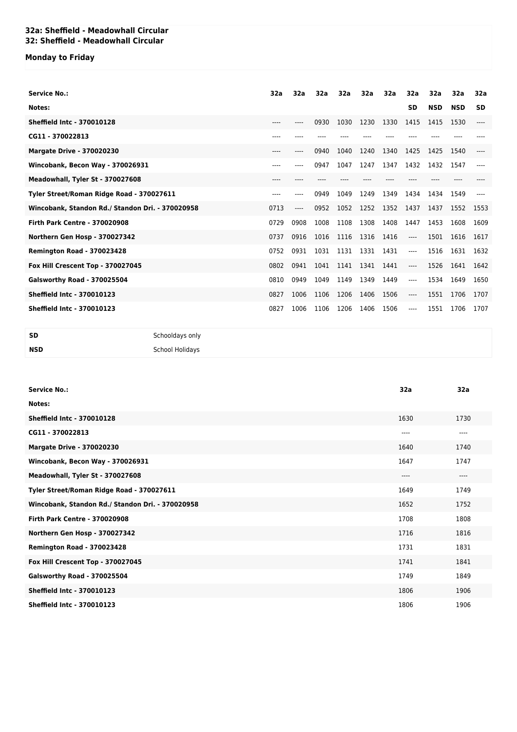## 32a: Sheffield - Meadowhall Circular
## 32: Sheffield - Meadowhall Circular

### Monday to Friday

| Service No.: | 32a | 32a | 32a | 32a | 32a | 32a | 32a | 32a | 32a | 32a |
|---|---|---|---|---|---|---|---|---|---|---|
| Notes: | | | | | | | SD | NSD | NSD | SD |
| Sheffield Intc - 370010128 | ---- | ---- | 0930 | 1030 | 1230 | 1330 | 1415 | 1415 | 1530 | ---- |
| CG11 - 370022813 | ---- | ---- | ---- | ---- | ---- | ---- | ---- | ---- | ---- | ---- |
| Margate Drive - 370020230 | ---- | ---- | 0940 | 1040 | 1240 | 1340 | 1425 | 1425 | 1540 | ---- |
| Wincobank, Becon Way - 370026931 | ---- | ---- | 0947 | 1047 | 1247 | 1347 | 1432 | 1432 | 1547 | ---- |
| Meadowhall, Tyler St - 370027608 | ---- | ---- | ---- | ---- | ---- | ---- | ---- | ---- | ---- | ---- |
| Tyler Street/Roman Ridge Road - 370027611 | ---- | ---- | 0949 | 1049 | 1249 | 1349 | 1434 | 1434 | 1549 | ---- |
| Wincobank, Standon Rd./ Standon Dri. - 370020958 | 0713 | ---- | 0952 | 1052 | 1252 | 1352 | 1437 | 1437 | 1552 | 1553 |
| Firth Park Centre - 370020908 | 0729 | 0908 | 1008 | 1108 | 1308 | 1408 | 1447 | 1453 | 1608 | 1609 |
| Northern Gen Hosp - 370027342 | 0737 | 0916 | 1016 | 1116 | 1316 | 1416 | ---- | 1501 | 1616 | 1617 |
| Remington Road - 370023428 | 0752 | 0931 | 1031 | 1131 | 1331 | 1431 | ---- | 1516 | 1631 | 1632 |
| Fox Hill Crescent Top - 370027045 | 0802 | 0941 | 1041 | 1141 | 1341 | 1441 | ---- | 1526 | 1641 | 1642 |
| Galsworthy Road - 370025504 | 0810 | 0949 | 1049 | 1149 | 1349 | 1449 | ---- | 1534 | 1649 | 1650 |
| Sheffield Intc - 370010123 | 0827 | 1006 | 1106 | 1206 | 1406 | 1506 | ---- | 1551 | 1706 | 1707 |
| Sheffield Intc - 370010123 | 0827 | 1006 | 1106 | 1206 | 1406 | 1506 | ---- | 1551 | 1706 | 1707 |

| | |
|---|---|
| SD | Schooldays only |
| NSD | School Holidays |

| Service No.: | 32a | 32a |
|---|---|---|
| Notes: | | |
| Sheffield Intc - 370010128 | 1630 | 1730 |
| CG11 - 370022813 | ---- | ---- |
| Margate Drive - 370020230 | 1640 | 1740 |
| Wincobank, Becon Way - 370026931 | 1647 | 1747 |
| Meadowhall, Tyler St - 370027608 | ---- | ---- |
| Tyler Street/Roman Ridge Road - 370027611 | 1649 | 1749 |
| Wincobank, Standon Rd./ Standon Dri. - 370020958 | 1652 | 1752 |
| Firth Park Centre - 370020908 | 1708 | 1808 |
| Northern Gen Hosp - 370027342 | 1716 | 1816 |
| Remington Road - 370023428 | 1731 | 1831 |
| Fox Hill Crescent Top - 370027045 | 1741 | 1841 |
| Galsworthy Road - 370025504 | 1749 | 1849 |
| Sheffield Intc - 370010123 | 1806 | 1906 |
| Sheffield Intc - 370010123 | 1806 | 1906 |